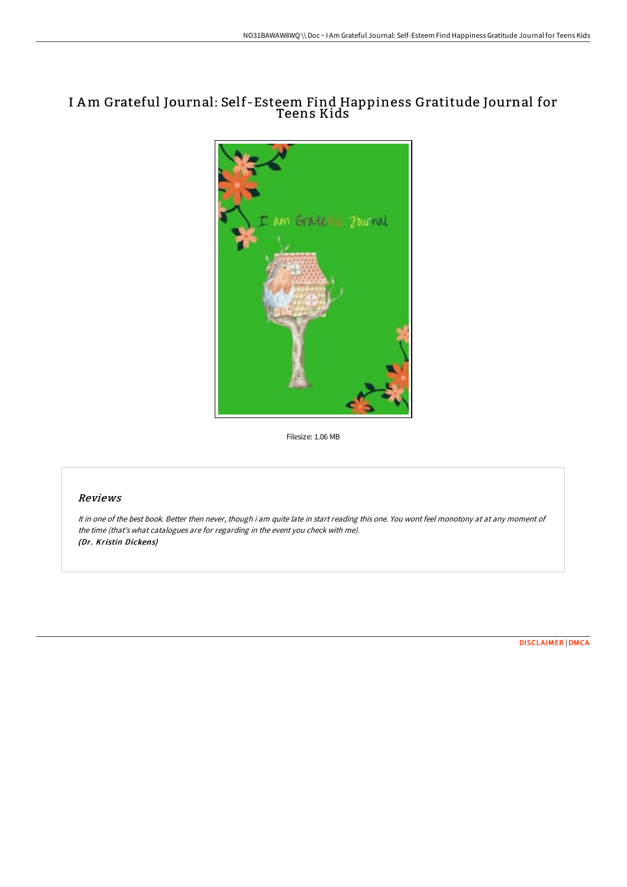# I Am Grateful Journal: Self-Esteem Find Happiness Gratitude Journal for Teens Kids

Filesize: 1.06 MB

## Reviews

*It in one of the best book. Better then never, though i am quite late in start reading this one. You wont feel monotony at at any moment of the time (that's what catalogues are for regarding in the event you check with me).*
***(Dr. Kristin Dickens)***

DISCLAIMER | DMCA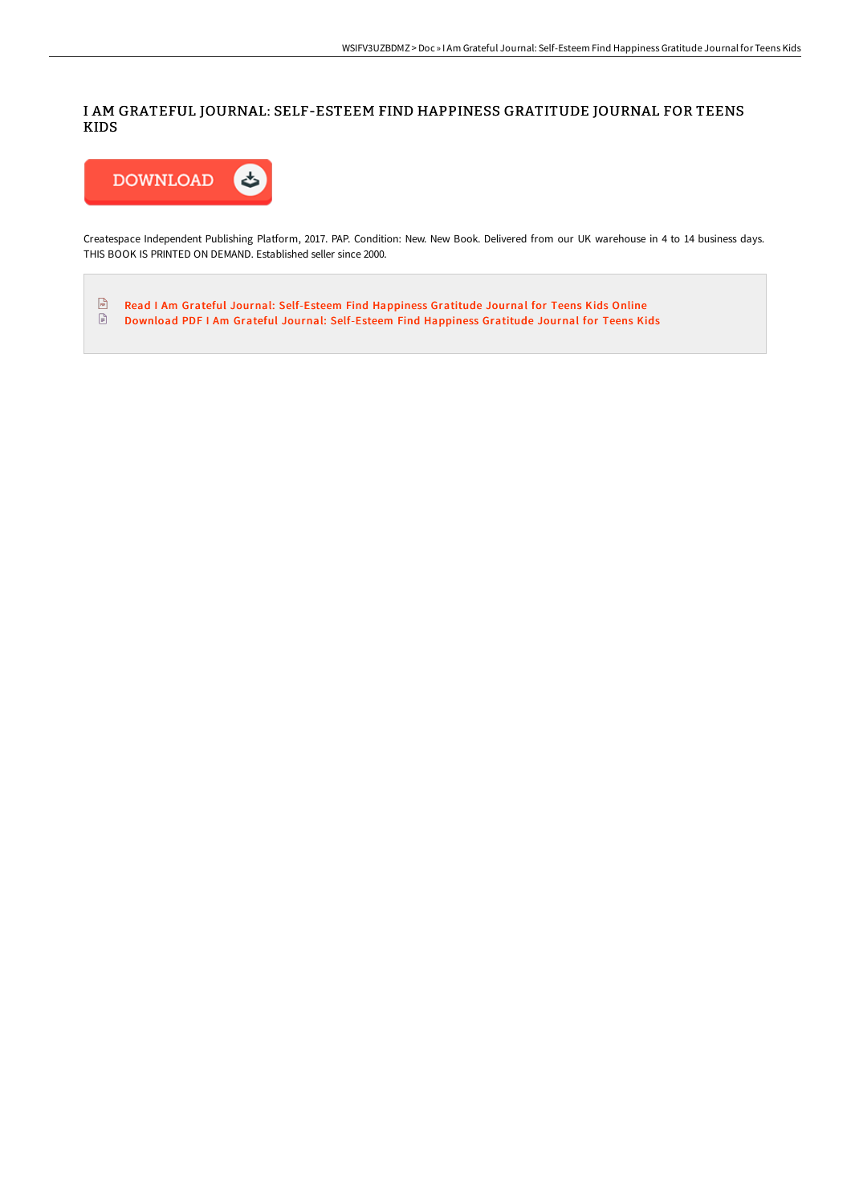# I AM GRATEFUL JOURNAL: SELF-ESTEEM FIND HAPPINESS GRATITUDE JOURNAL FOR TEENS KIDS

DOWNLOAD

Createspace Independent Publishing Platform, 2017. PAP. Condition: New. New Book. Delivered from our UK warehouse in 4 to 14 business days. THIS BOOK IS PRINTED ON DEMAND. Established seller since 2000.

Read I Am Grateful Journal: Self-Esteem Find Happiness Gratitude Journal for Teens Kids Online
Download PDF I Am Grateful Journal: Self-Esteem Find Happiness Gratitude Journal for Teens Kids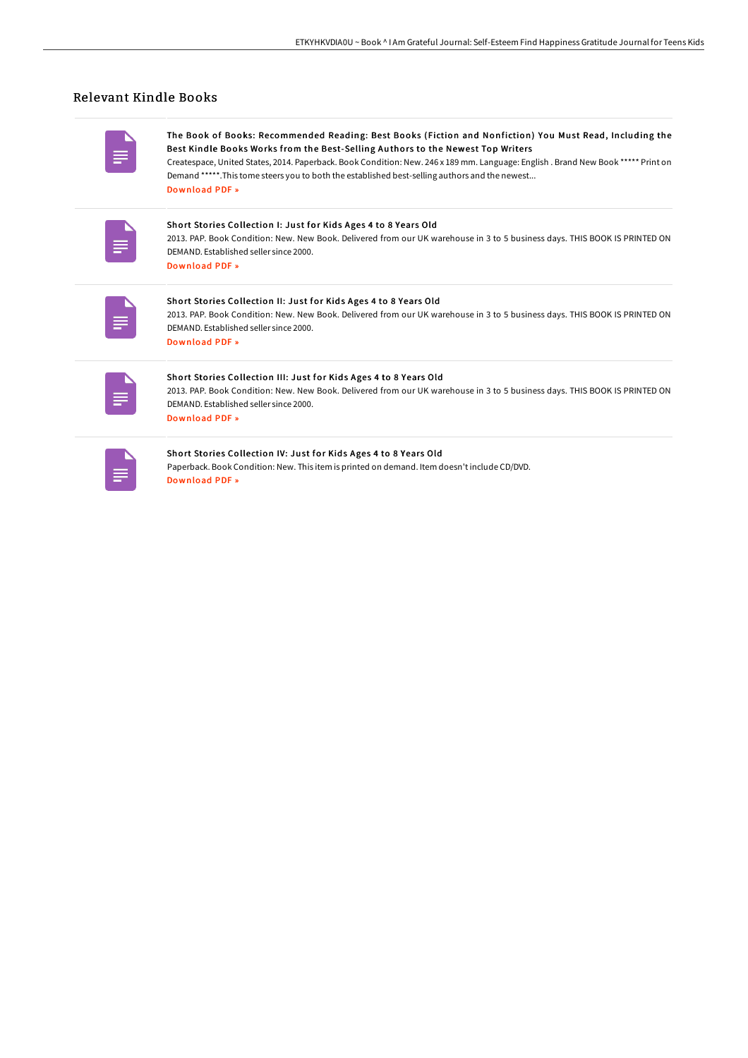## Relevant Kindle Books

**The Book of Books: Recommended Reading: Best Books (Fiction and Nonfiction) You Must Read, Including the Best Kindle Books Works from the Best-Selling Authors to the Newest Top Writers**

Createspace, United States, 2014. Paperback. Book Condition: New. 246 x 189 mm. Language: English . Brand New Book ***** Print on Demand *****.This tome steers you to both the established best-selling authors and the newest...

Download PDF »

**Short Stories Collection I: Just for Kids Ages 4 to 8 Years Old**

2013. PAP. Book Condition: New. New Book. Delivered from our UK warehouse in 3 to 5 business days. THIS BOOK IS PRINTED ON DEMAND. Established seller since 2000.

Download PDF »

**Short Stories Collection II: Just for Kids Ages 4 to 8 Years Old**

2013. PAP. Book Condition: New. New Book. Delivered from our UK warehouse in 3 to 5 business days. THIS BOOK IS PRINTED ON DEMAND. Established seller since 2000.

Download PDF »

**Short Stories Collection III: Just for Kids Ages 4 to 8 Years Old**

2013. PAP. Book Condition: New. New Book. Delivered from our UK warehouse in 3 to 5 business days. THIS BOOK IS PRINTED ON DEMAND. Established seller since 2000.

Download PDF »

**Short Stories Collection IV: Just for Kids Ages 4 to 8 Years Old**

Paperback. Book Condition: New. This item is printed on demand. Item doesn't include CD/DVD.

Download PDF »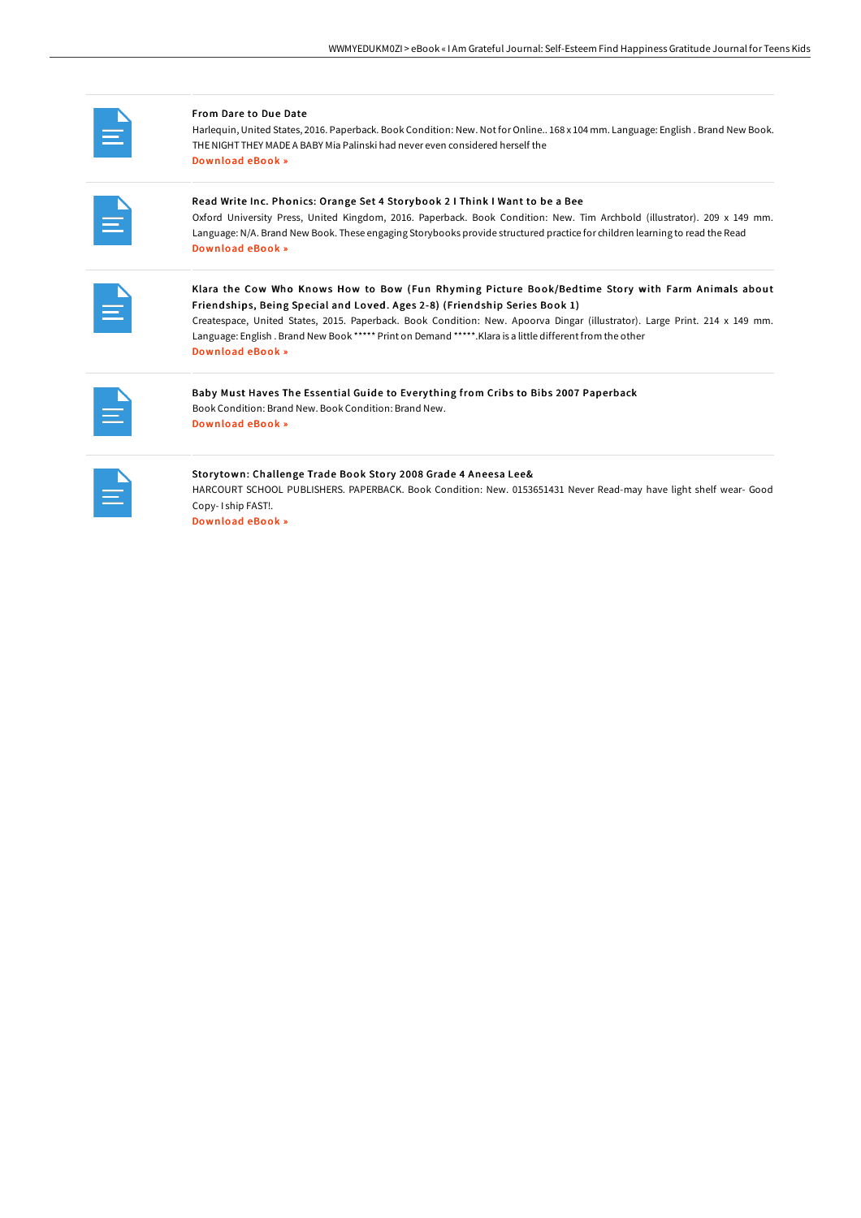### From Dare to Due Date

Harlequin, United States, 2016. Paperback. Book Condition: New. Not for Online.. 168 x 104 mm. Language: English . Brand New Book. THE NIGHT THEY MADE A BABY Mia Palinski had never even considered herself the

Download eBook »

### Read Write Inc. Phonics: Orange Set 4 Storybook 2 I Think I Want to be a Bee

Oxford University Press, United Kingdom, 2016. Paperback. Book Condition: New. Tim Archbold (illustrator). 209 x 149 mm. Language: N/A. Brand New Book. These engaging Storybooks provide structured practice for children learning to read the Read

Download eBook »

### Klara the Cow Who Knows How to Bow (Fun Rhyming Picture Book/Bedtime Story with Farm Animals about Friendships, Being Special and Loved. Ages 2-8) (Friendship Series Book 1)

Createspace, United States, 2015. Paperback. Book Condition: New. Apoorva Dingar (illustrator). Large Print. 214 x 149 mm. Language: English . Brand New Book ***** Print on Demand *****.Klara is a little different from the other

Download eBook »

### Baby Must Haves The Essential Guide to Everything from Cribs to Bibs 2007 Paperback

Book Condition: Brand New. Book Condition: Brand New.

Download eBook »

### Storytown: Challenge Trade Book Story 2008 Grade 4 Aneesa Lee&

HARCOURT SCHOOL PUBLISHERS. PAPERBACK. Book Condition: New. 0153651431 Never Read-may have light shelf wear- Good Copy- I ship FAST!.

Download eBook »